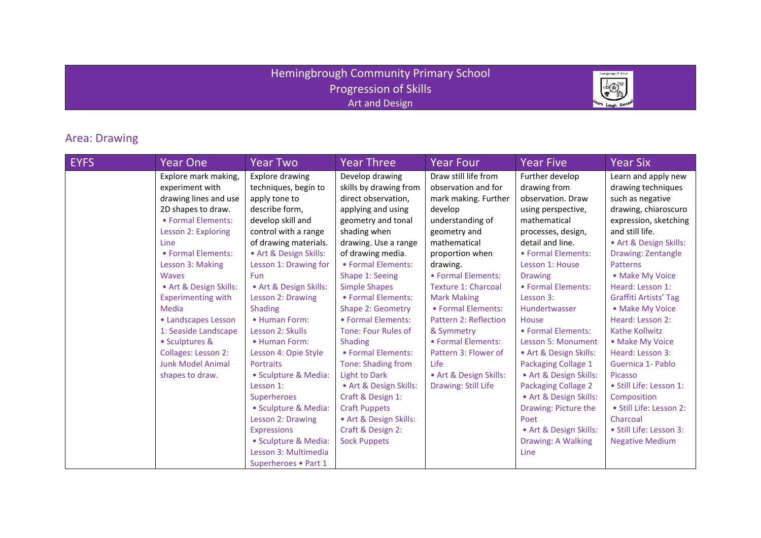# Hemingbrough Community Primary School

## Progression of Skills

### Art and Design

## Area: Drawing

| EYFS | Year One | Year Two | Year Three | Year Four | Year Five | Year Six |
|---|---|---|---|---|---|---|
| | Explore mark making, experiment with drawing lines and use 2D shapes to draw.<br>• Formal Elements: Lesson 2: Exploring Line<br>• Formal Elements: Lesson 3: Making Waves<br>• Art & Design Skills: Experimenting with Media<br>• Landscapes Lesson 1: Seaside Landscape<br>• Sculptures & Collages: Lesson 2: Junk Model Animal shapes to draw. | Explore drawing techniques, begin to apply tone to describe form, develop skill and control with a range of drawing materials.<br>• Art & Design Skills: Lesson 1: Drawing for Fun<br>• Art & Design Skills: Lesson 2: Drawing Shading<br>• Human Form: Lesson 2: Skulls<br>• Human Form: Lesson 4: Opie Style Portraits<br>• Sculpture & Media: Lesson 1: Superheroes<br>• Sculpture & Media: Lesson 2: Drawing Expressions<br>• Sculpture & Media: Lesson 3: Multimedia Superheroes • Part 1 | Develop drawing skills by drawing from direct observation, applying and using geometry and tonal shading when drawing. Use a range of drawing media.<br>• Formal Elements: Shape 1: Seeing Simple Shapes<br>• Formal Elements: Shape 2: Geometry<br>• Formal Elements: Tone: Four Rules of Shading<br>• Formal Elements: Tone: Shading from Light to Dark<br>• Art & Design Skills: Craft & Design 1: Craft Puppets<br>• Art & Design Skills: Craft & Design 2: Sock Puppets | Draw still life from observation and for mark making. Further develop understanding of geometry and mathematical proportion when drawing.<br>• Formal Elements: Texture 1: Charcoal Mark Making<br>• Formal Elements: Pattern 2: Reflection & Symmetry<br>• Formal Elements: Pattern 3: Flower of Life<br>• Art & Design Skills: Drawing: Still Life | Further develop drawing from observation. Draw using perspective, mathematical processes, design, detail and line.<br>• Formal Elements: Lesson 1: House Drawing<br>• Formal Elements: Lesson 3: Hundertwasser House<br>• Formal Elements: Lesson 5: Monument<br>• Art & Design Skills: Packaging Collage 1<br>• Art & Design Skills: Packaging Collage 2<br>• Art & Design Skills: Drawing: Picture the Poet<br>• Art & Design Skills: Drawing: A Walking Line | Learn and apply new drawing techniques such as negative drawing, chiaroscuro expression, sketching and still life.<br>• Art & Design Skills: Drawing: Zentangle Patterns<br>• Make My Voice Heard: Lesson 1: Graffiti Artists' Tag<br>• Make My Voice Heard: Lesson 2: Kathe Kollwitz<br>• Make My Voice Heard: Lesson 3: Guernica 1- Pablo Picasso<br>• Still Life: Lesson 1: Composition<br>• Still Life: Lesson 2: Charcoal<br>• Still Life: Lesson 3: Negative Medium |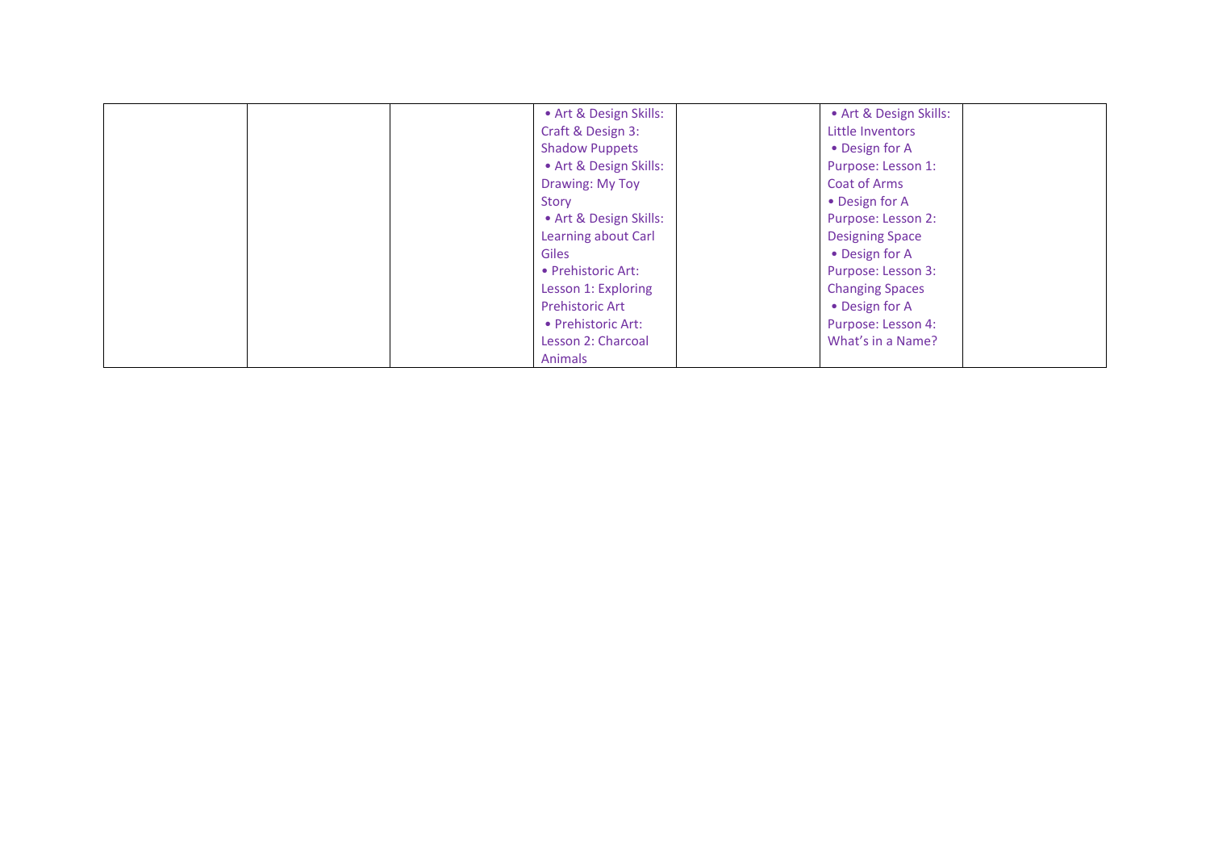| | | | | | | |
|---|---|---|---|---|---|---|
| | | | • Art & Design Skills: Craft & Design 3: Shadow Puppets<br>• Art & Design Skills: Drawing: My Toy Story<br>• Art & Design Skills: Learning about Carl Giles<br>• Prehistoric Art: Lesson 1: Exploring Prehistoric Art<br>• Prehistoric Art: Lesson 2: Charcoal Animals | | • Art & Design Skills: Little Inventors<br>• Design for A Purpose: Lesson 1: Coat of Arms<br>• Design for A Purpose: Lesson 2: Designing Space<br>• Design for A Purpose: Lesson 3: Changing Spaces<br>• Design for A Purpose: Lesson 4: What's in a Name? | |